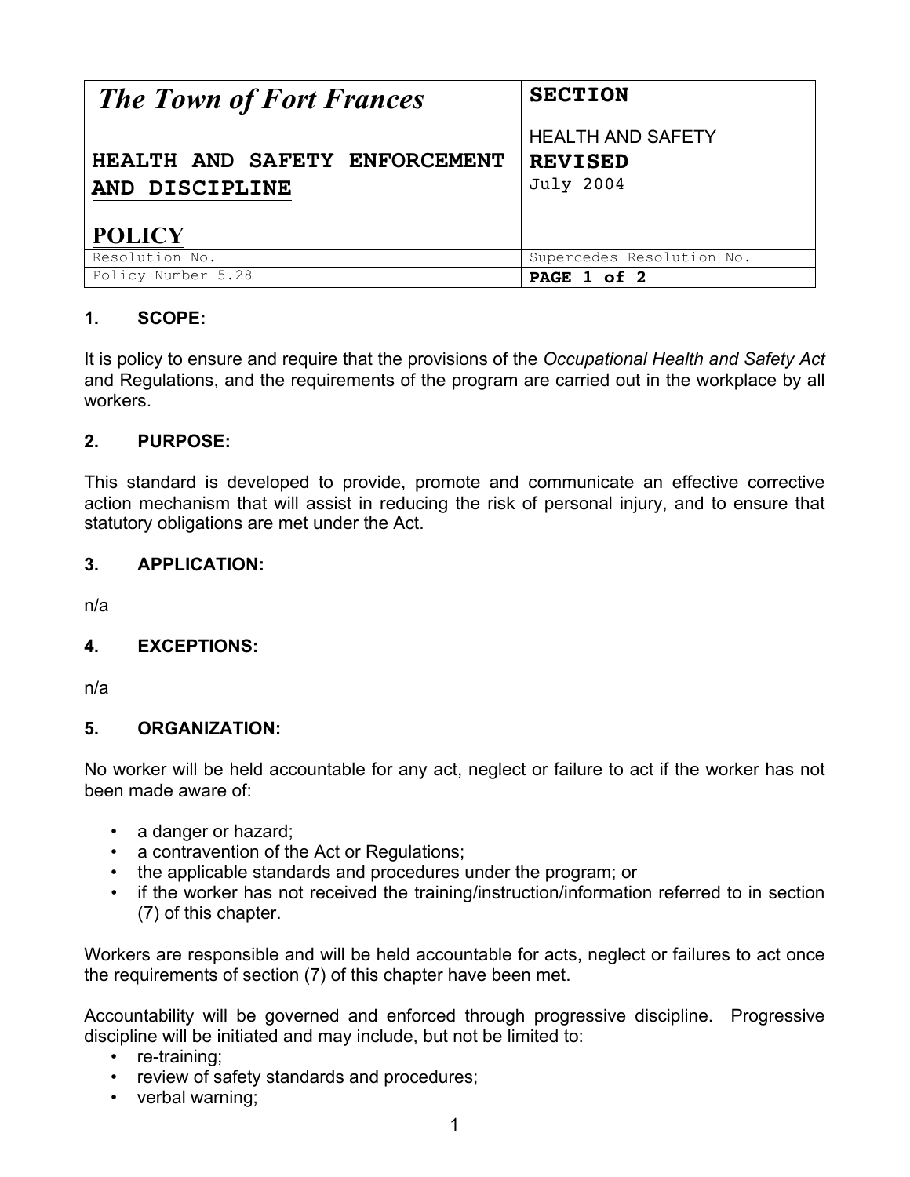| *The Town of Fort Frances* | **SECTION**<br><br>HEALTH AND SAFETY |
|---|---|
| **HEALTH AND SAFETY ENFORCEMENT AND DISCIPLINE**<br><br>**POLICY** | **REVISED**<br>July 2004 |
| Resolution No. | Supercedes Resolution No. |
| Policy Number 5.28 | **PAGE 1 of 2** |

## 1. SCOPE:

It is policy to ensure and require that the provisions of the *Occupational Health and Safety Act* and Regulations, and the requirements of the program are carried out in the workplace by all workers.

## 2. PURPOSE:

This standard is developed to provide, promote and communicate an effective corrective action mechanism that will assist in reducing the risk of personal injury, and to ensure that statutory obligations are met under the Act.

## 3. APPLICATION:

n/a

## 4. EXCEPTIONS:

n/a

## 5. ORGANIZATION:

No worker will be held accountable for any act, neglect or failure to act if the worker has not been made aware of:

- a danger or hazard;
- a contravention of the Act or Regulations;
- the applicable standards and procedures under the program; or
- if the worker has not received the training/instruction/information referred to in section (7) of this chapter.

Workers are responsible and will be held accountable for acts, neglect or failures to act once the requirements of section (7) of this chapter have been met.

Accountability will be governed and enforced through progressive discipline. Progressive discipline will be initiated and may include, but not be limited to:

- re-training;
- review of safety standards and procedures;
- verbal warning;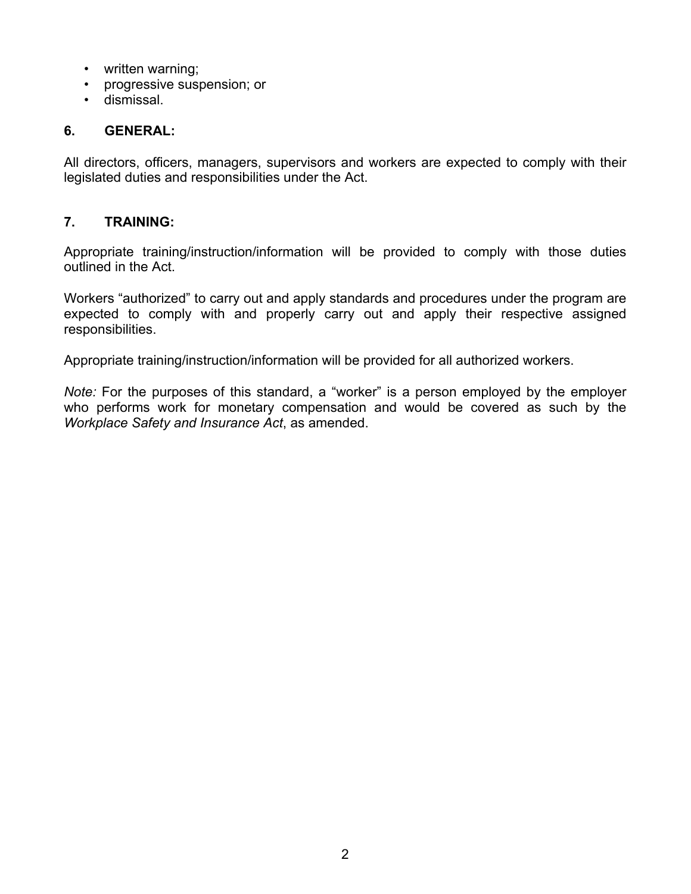- written warning;
- progressive suspension; or
- dismissal.

## 6. GENERAL:

All directors, officers, managers, supervisors and workers are expected to comply with their legislated duties and responsibilities under the Act.

## 7. TRAINING:

Appropriate training/instruction/information will be provided to comply with those duties outlined in the Act.

Workers "authorized" to carry out and apply standards and procedures under the program are expected to comply with and properly carry out and apply their respective assigned responsibilities.

Appropriate training/instruction/information will be provided for all authorized workers.

*Note:* For the purposes of this standard, a "worker" is a person employed by the employer who performs work for monetary compensation and would be covered as such by the *Workplace Safety and Insurance Act*, as amended.